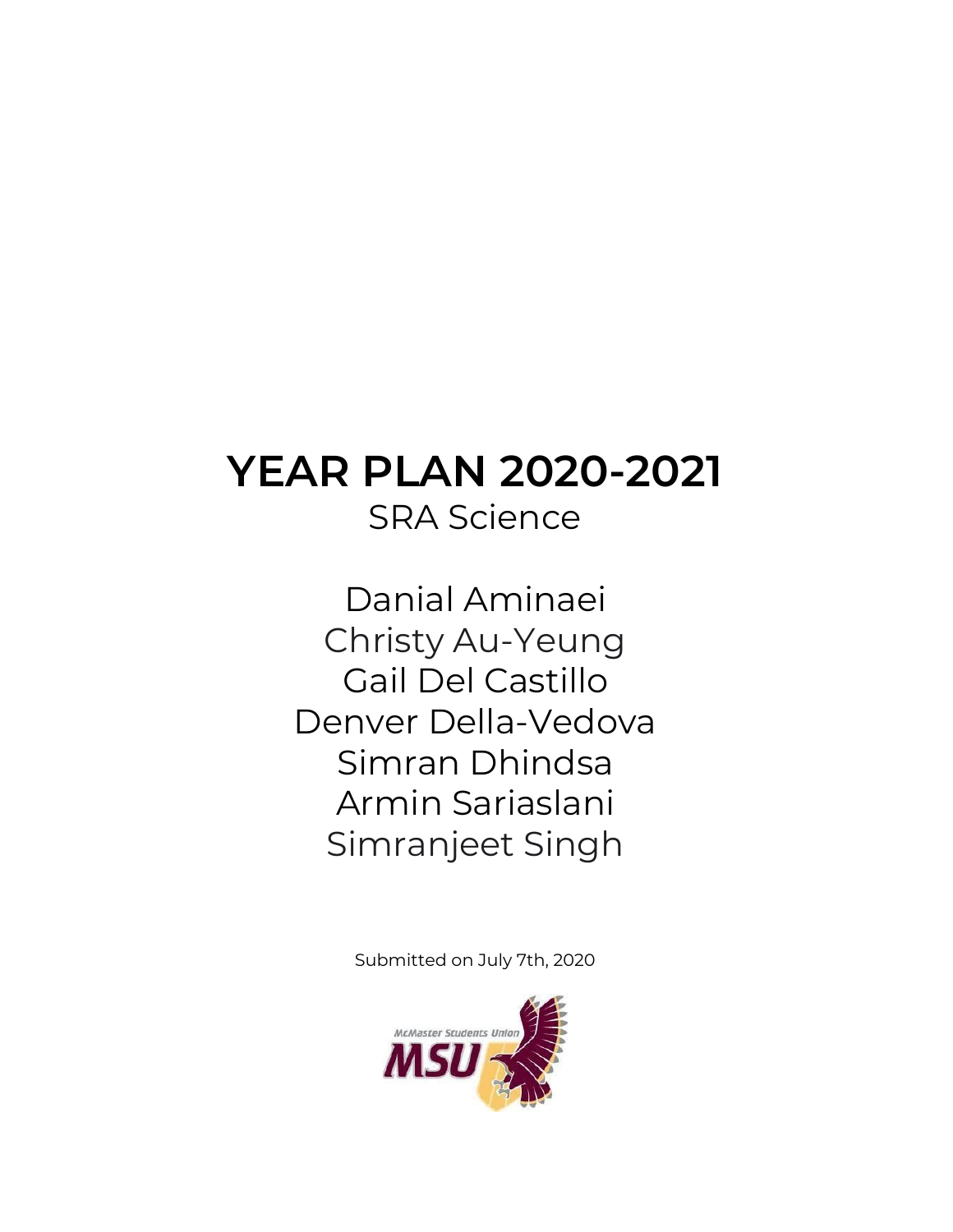# YEAR PLAN 2020-2021

SRA Science

Danial Aminaei
Christy Au-Yeung
Gail Del Castillo
Denver Della-Vedova
Simran Dhindsa
Armin Sariaslani
Simranjeet Singh

Submitted on July 7th, 2020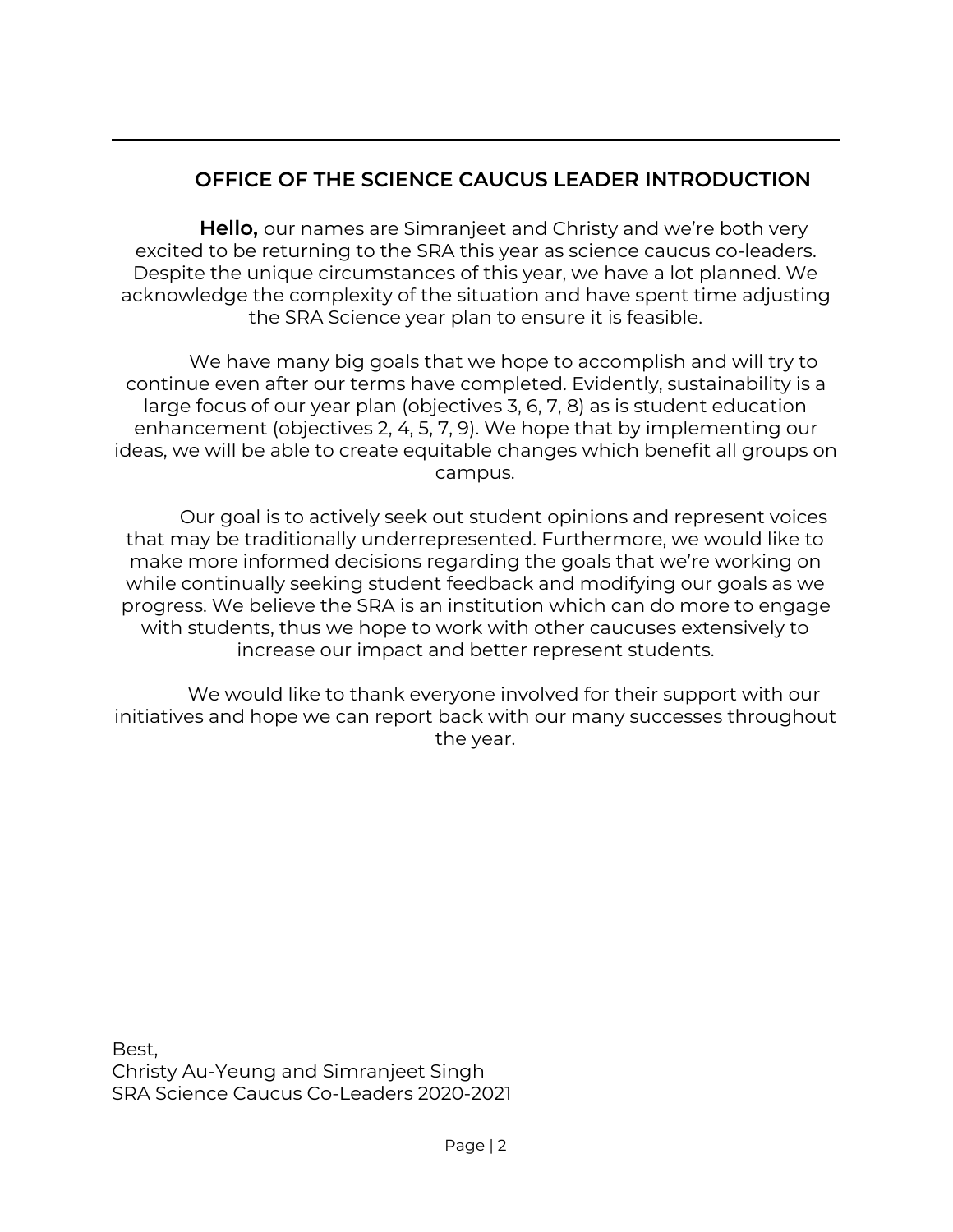## OFFICE OF THE SCIENCE CAUCUS LEADER INTRODUCTION

**Hello,** our names are Simranjeet and Christy and we're both very excited to be returning to the SRA this year as science caucus co-leaders. Despite the unique circumstances of this year, we have a lot planned. We acknowledge the complexity of the situation and have spent time adjusting the SRA Science year plan to ensure it is feasible.

We have many big goals that we hope to accomplish and will try to continue even after our terms have completed. Evidently, sustainability is a large focus of our year plan (objectives 3, 6, 7, 8) as is student education enhancement (objectives 2, 4, 5, 7, 9). We hope that by implementing our ideas, we will be able to create equitable changes which benefit all groups on campus.

Our goal is to actively seek out student opinions and represent voices that may be traditionally underrepresented. Furthermore, we would like to make more informed decisions regarding the goals that we're working on while continually seeking student feedback and modifying our goals as we progress. We believe the SRA is an institution which can do more to engage with students, thus we hope to work with other caucuses extensively to increase our impact and better represent students.

We would like to thank everyone involved for their support with our initiatives and hope we can report back with our many successes throughout the year.

Best,
Christy Au-Yeung and Simranjeet Singh
SRA Science Caucus Co-Leaders 2020-2021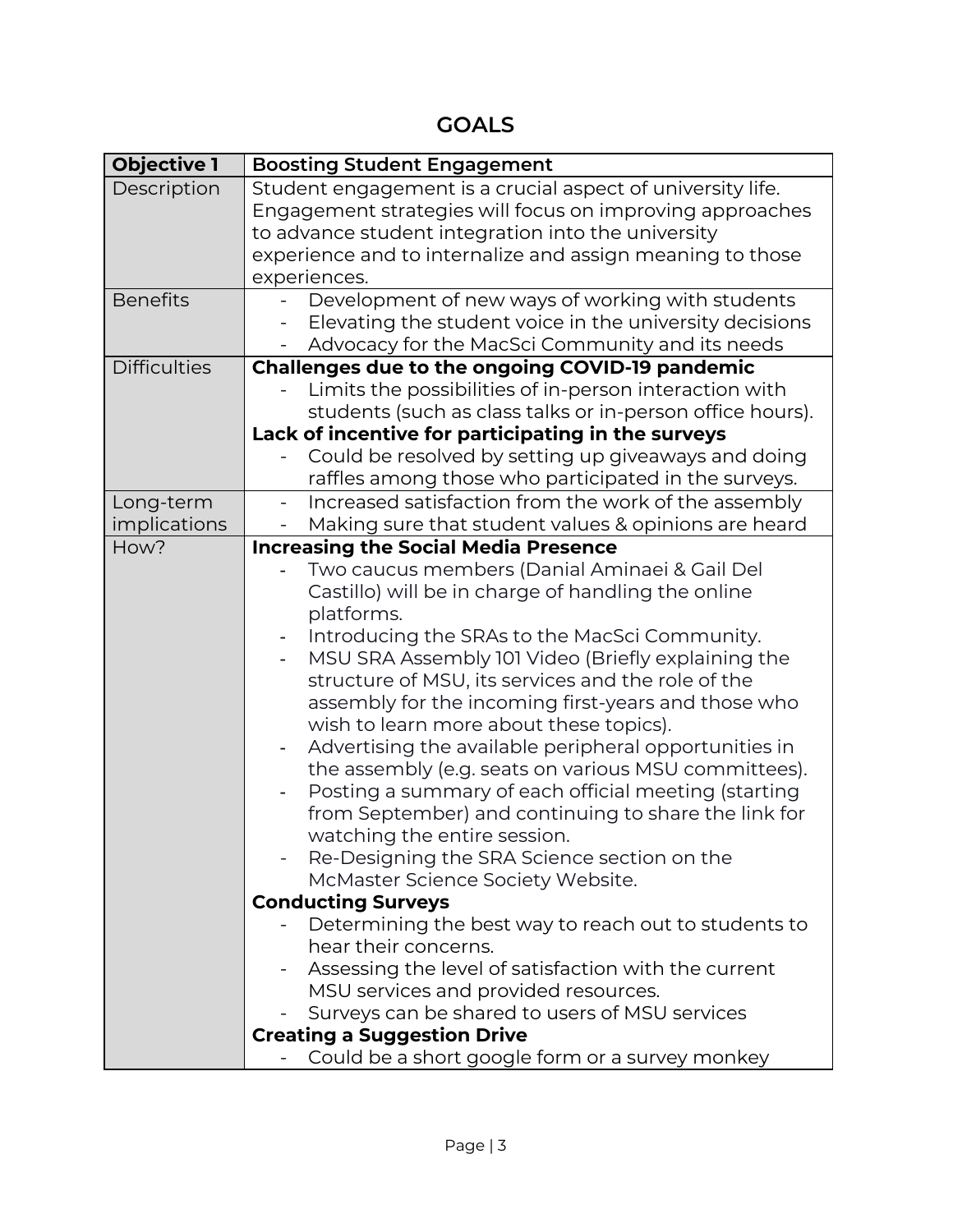# GOALS

| **Objective 1** | **Boosting Student Engagement** |
|---|---|
| Description | Student engagement is a crucial aspect of university life. Engagement strategies will focus on improving approaches to advance student integration into the university experience and to internalize and assign meaning to those experiences. |
| Benefits | - Development of new ways of working with students<br>- Elevating the student voice in the university decisions<br>- Advocacy for the MacSci Community and its needs |
| Difficulties | **Challenges due to the ongoing COVID-19 pandemic**<br>- Limits the possibilities of in-person interaction with students (such as class talks or in-person office hours).<br>**Lack of incentive for participating in the surveys**<br>- Could be resolved by setting up giveaways and doing raffles among those who participated in the surveys. |
| Long-term implications | - Increased satisfaction from the work of the assembly<br>- Making sure that student values & opinions are heard |
| How? | **Increasing the Social Media Presence**<br>- Two caucus members (Danial Aminaei & Gail Del Castillo) will be in charge of handling the online platforms.<br>- Introducing the SRAs to the MacSci Community.<br>- MSU SRA Assembly 101 Video (Briefly explaining the structure of MSU, its services and the role of the assembly for the incoming first-years and those who wish to learn more about these topics).<br>- Advertising the available peripheral opportunities in the assembly (e.g. seats on various MSU committees).<br>- Posting a summary of each official meeting (starting from September) and continuing to share the link for watching the entire session.<br>- Re-Designing the SRA Science section on the McMaster Science Society Website.<br>**Conducting Surveys**<br>- Determining the best way to reach out to students to hear their concerns.<br>- Assessing the level of satisfaction with the current MSU services and provided resources.<br>- Surveys can be shared to users of MSU services<br>**Creating a Suggestion Drive**<br>- Could be a short google form or a survey monkey |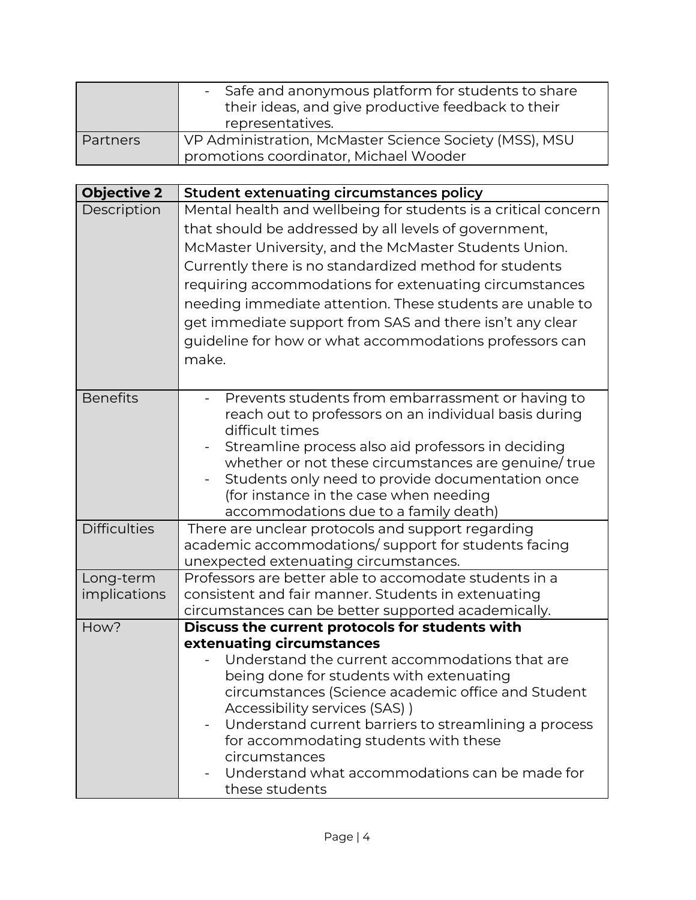| | |
|---|---|
| | - Safe and anonymous platform for students to share their ideas, and give productive feedback to their representatives. |
| Partners | VP Administration, McMaster Science Society (MSS), MSU promotions coordinator, Michael Wooder |

| **Objective 2** | **Student extenuating circumstances policy** |
|---|---|
| Description | Mental health and wellbeing for students is a critical concern that should be addressed by all levels of government, McMaster University, and the McMaster Students Union. Currently there is no standardized method for students requiring accommodations for extenuating circumstances needing immediate attention. These students are unable to get immediate support from SAS and there isn't any clear guideline for how or what accommodations professors can make. |
| Benefits | - Prevents students from embarrassment or having to reach out to professors on an individual basis during difficult times<br>- Streamline process also aid professors in deciding whether or not these circumstances are genuine/ true<br>- Students only need to provide documentation once (for instance in the case when needing accommodations due to a family death) |
| Difficulties | There are unclear protocols and support regarding academic accommodations/ support for students facing unexpected extenuating circumstances. |
| Long-term implications | Professors are better able to accomodate students in a consistent and fair manner. Students in extenuating circumstances can be better supported academically. |
| How? | **Discuss the current protocols for students with extenuating circumstances**<br>- Understand the current accommodations that are being done for students with extenuating circumstances (Science academic office and Student Accessibility services (SAS) )<br>- Understand current barriers to streamlining a process for accommodating students with these circumstances<br>- Understand what accommodations can be made for these students |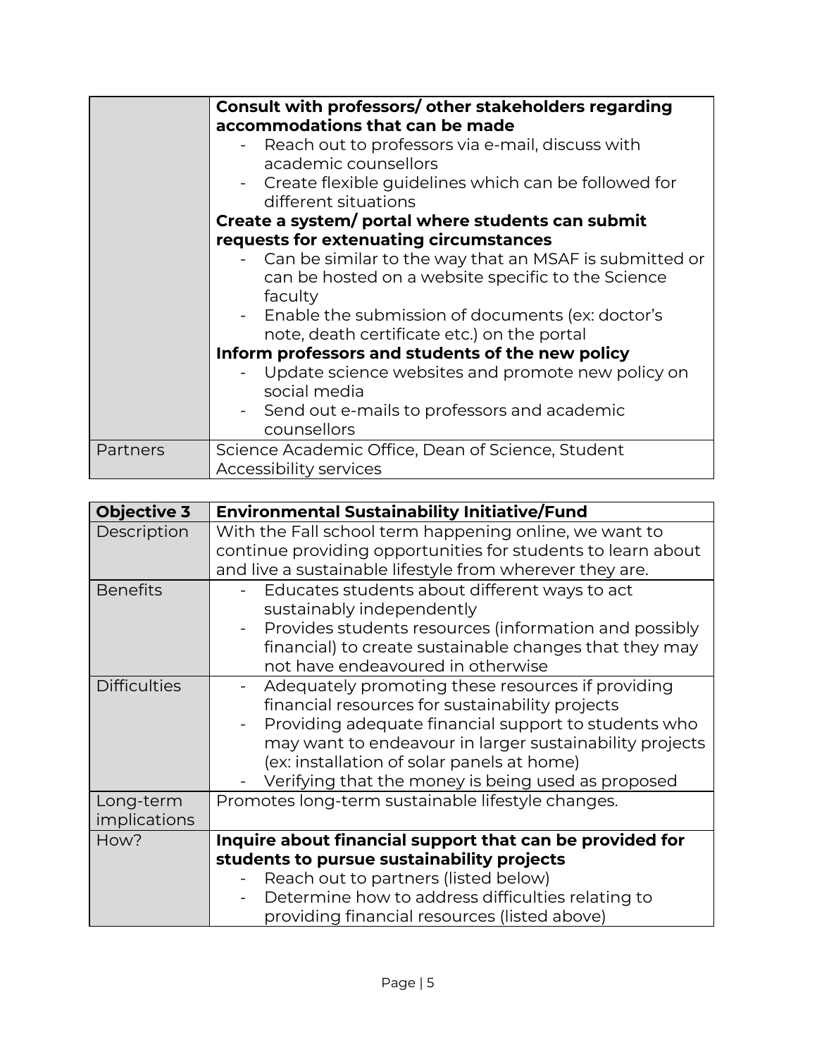|  |  |
|---|---|
|  | **Consult with professors/ other stakeholders regarding accommodations that can be made**<br>- Reach out to professors via e-mail, discuss with academic counsellors<br>- Create flexible guidelines which can be followed for different situations<br>**Create a system/ portal where students can submit requests for extenuating circumstances**<br>- Can be similar to the way that an MSAF is submitted or can be hosted on a website specific to the Science faculty<br>- Enable the submission of documents (ex: doctor's note, death certificate etc.) on the portal<br>**Inform professors and students of the new policy**<br>- Update science websites and promote new policy on social media<br>- Send out e-mails to professors and academic counsellors |
| Partners | Science Academic Office, Dean of Science, Student Accessibility services |

| **Objective 3** | **Environmental Sustainability Initiative/Fund** |
|---|---|
| Description | With the Fall school term happening online, we want to continue providing opportunities for students to learn about and live a sustainable lifestyle from wherever they are. |
| Benefits | - Educates students about different ways to act sustainably independently<br>- Provides students resources (information and possibly financial) to create sustainable changes that they may not have endeavoured in otherwise |
| Difficulties | - Adequately promoting these resources if providing financial resources for sustainability projects<br>- Providing adequate financial support to students who may want to endeavour in larger sustainability projects (ex: installation of solar panels at home)<br>- Verifying that the money is being used as proposed |
| Long-term implications | Promotes long-term sustainable lifestyle changes. |
| How? | **Inquire about financial support that can be provided for students to pursue sustainability projects**<br>- Reach out to partners (listed below)<br>- Determine how to address difficulties relating to providing financial resources (listed above) |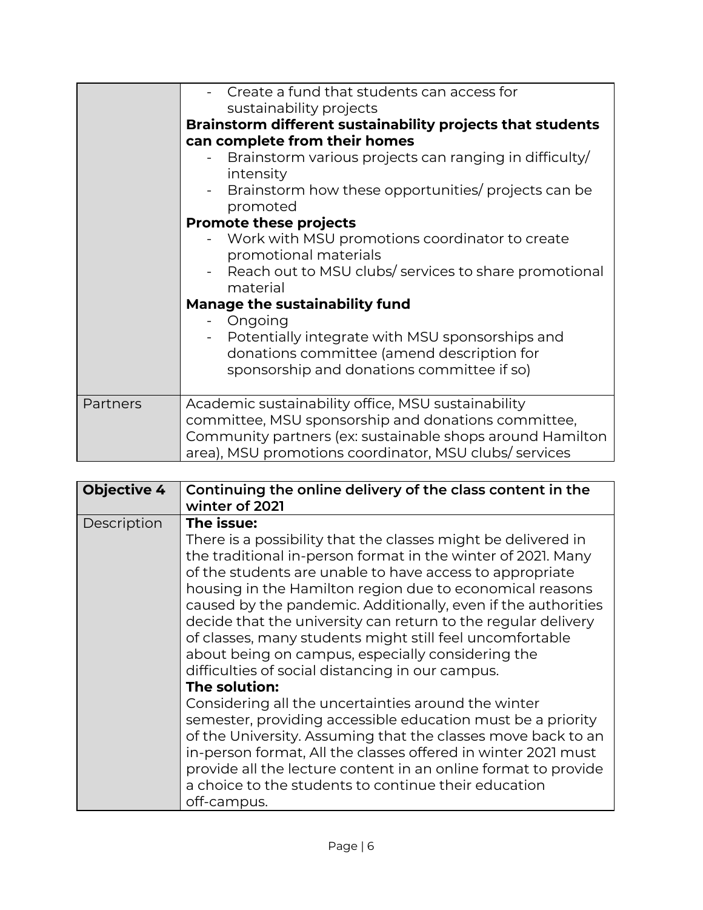| | |
|---|---|
| | - Create a fund that students can access for sustainability projects<br>**Brainstorm different sustainability projects that students can complete from their homes**<br>- Brainstorm various projects can ranging in difficulty/ intensity<br>- Brainstorm how these opportunities/ projects can be promoted<br>**Promote these projects**<br>- Work with MSU promotions coordinator to create promotional materials<br>- Reach out to MSU clubs/ services to share promotional material<br>**Manage the sustainability fund**<br>- Ongoing<br>- Potentially integrate with MSU sponsorships and donations committee (amend description for sponsorship and donations committee if so) |
| Partners | Academic sustainability office, MSU sustainability committee, MSU sponsorship and donations committee, Community partners (ex: sustainable shops around Hamilton area), MSU promotions coordinator, MSU clubs/ services |

| **Objective 4** | **Continuing the online delivery of the class content in the winter of 2021** |
|---|---|
| Description | **The issue:**<br>There is a possibility that the classes might be delivered in the traditional in-person format in the winter of 2021. Many of the students are unable to have access to appropriate housing in the Hamilton region due to economical reasons caused by the pandemic. Additionally, even if the authorities decide that the university can return to the regular delivery of classes, many students might still feel uncomfortable about being on campus, especially considering the difficulties of social distancing in our campus.<br>**The solution:**<br>Considering all the uncertainties around the winter semester, providing accessible education must be a priority of the University. Assuming that the classes move back to an in-person format, All the classes offered in winter 2021 must provide all the lecture content in an online format to provide a choice to the students to continue their education off-campus. |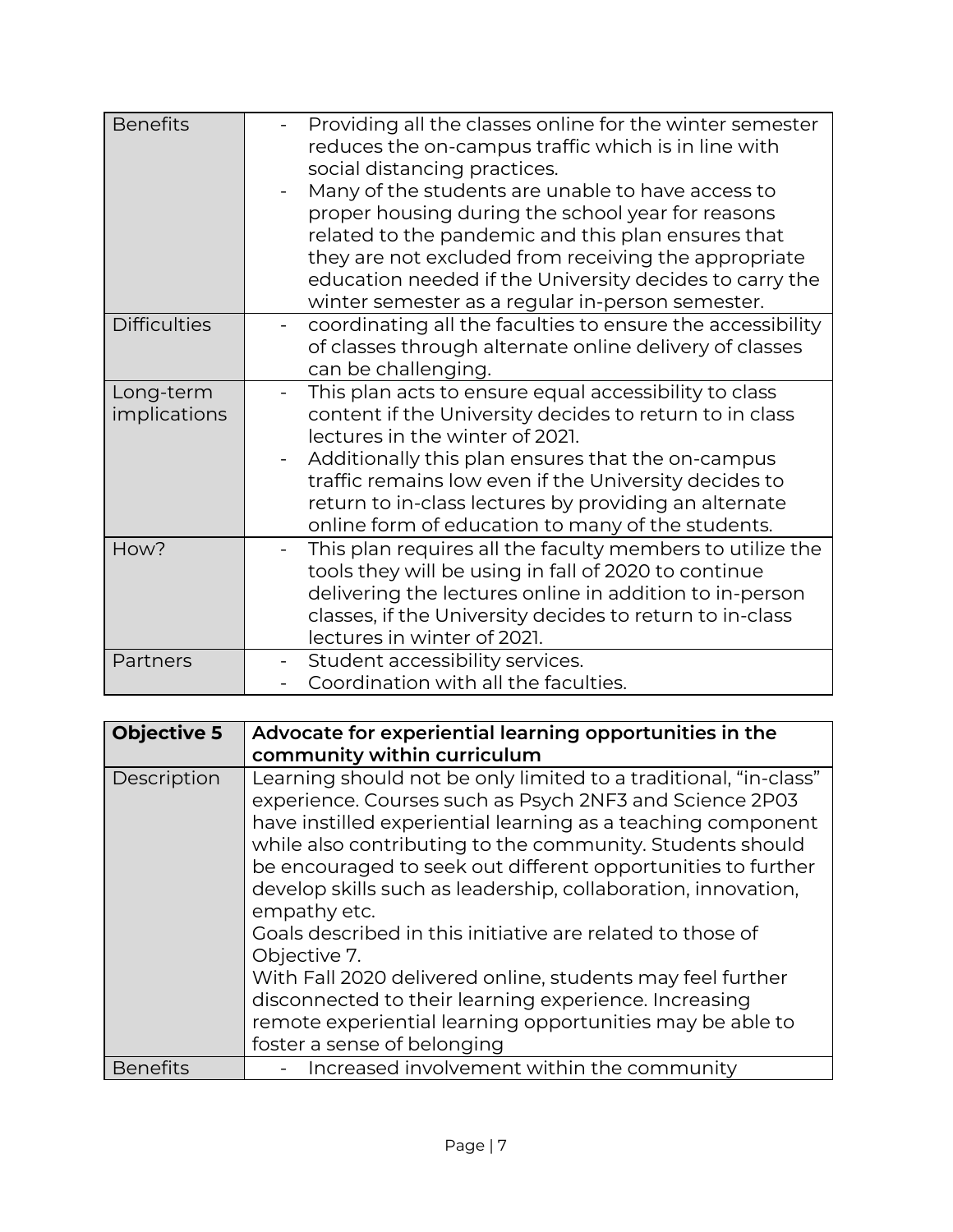| | |
|---|---|
| Benefits | - Providing all the classes online for the winter semester reduces the on-campus traffic which is in line with social distancing practices.<br>- Many of the students are unable to have access to proper housing during the school year for reasons related to the pandemic and this plan ensures that they are not excluded from receiving the appropriate education needed if the University decides to carry the winter semester as a regular in-person semester. |
| Difficulties | - coordinating all the faculties to ensure the accessibility of classes through alternate online delivery of classes can be challenging. |
| Long-term implications | - This plan acts to ensure equal accessibility to class content if the University decides to return to in class lectures in the winter of 2021.<br>- Additionally this plan ensures that the on-campus traffic remains low even if the University decides to return to in-class lectures by providing an alternate online form of education to many of the students. |
| How? | - This plan requires all the faculty members to utilize the tools they will be using in fall of 2020 to continue delivering the lectures online in addition to in-person classes, if the University decides to return to in-class lectures in winter of 2021. |
| Partners | - Student accessibility services.<br>- Coordination with all the faculties. |

| **Objective 5** | **Advocate for experiential learning opportunities in the community within curriculum** |
|---|---|
| Description | Learning should not be only limited to a traditional, "in-class" experience. Courses such as Psych 2NF3 and Science 2P03 have instilled experiential learning as a teaching component while also contributing to the community. Students should be encouraged to seek out different opportunities to further develop skills such as leadership, collaboration, innovation, empathy etc.<br>Goals described in this initiative are related to those of Objective 7.<br>With Fall 2020 delivered online, students may feel further disconnected to their learning experience. Increasing remote experiential learning opportunities may be able to foster a sense of belonging |
| Benefits | - Increased involvement within the community |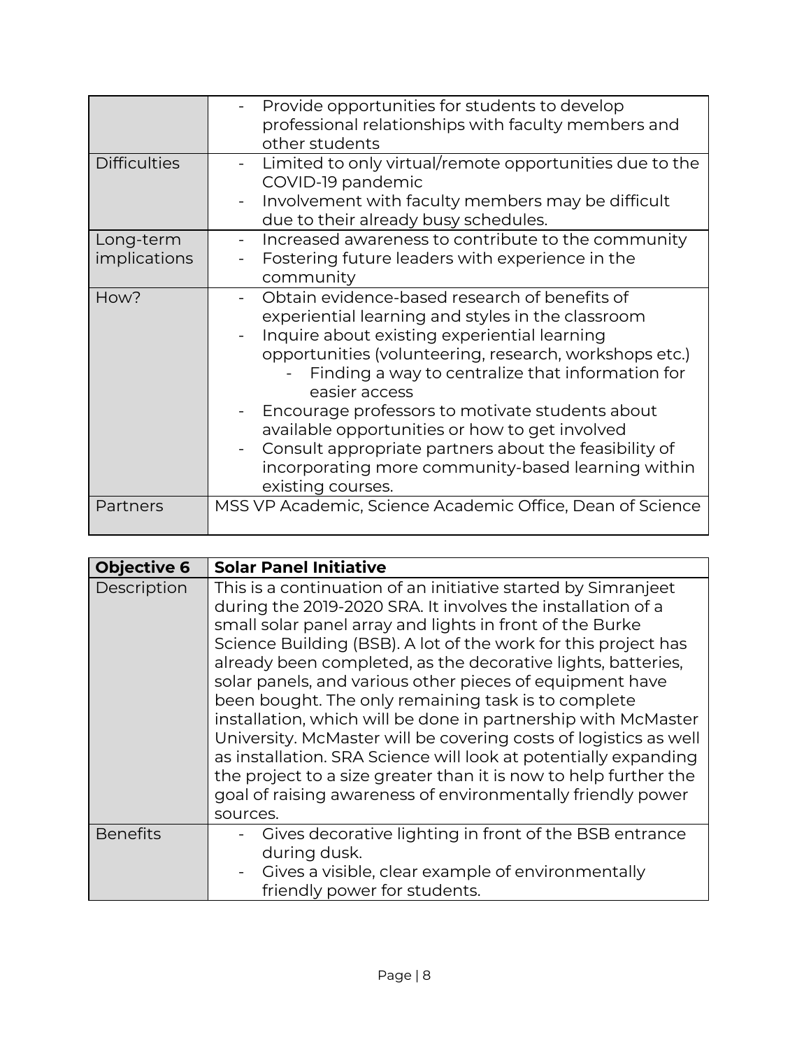| | |
|---|---|
| | - Provide opportunities for students to develop professional relationships with faculty members and other students |
| Difficulties | - Limited to only virtual/remote opportunities due to the COVID-19 pandemic<br>- Involvement with faculty members may be difficult due to their already busy schedules. |
| Long-term implications | - Increased awareness to contribute to the community<br>- Fostering future leaders with experience in the community |
| How? | - Obtain evidence-based research of benefits of experiential learning and styles in the classroom<br>- Inquire about existing experiential learning opportunities (volunteering, research, workshops etc.)<br>&nbsp;&nbsp;&nbsp;&nbsp;- Finding a way to centralize that information for easier access<br>- Encourage professors to motivate students about available opportunities or how to get involved<br>- Consult appropriate partners about the feasibility of incorporating more community-based learning within existing courses. |
| Partners | MSS VP Academic, Science Academic Office, Dean of Science |

| **Objective 6** | **Solar Panel Initiative** |
|---|---|
| Description | This is a continuation of an initiative started by Simranjeet during the 2019-2020 SRA. It involves the installation of a small solar panel array and lights in front of the Burke Science Building (BSB). A lot of the work for this project has already been completed, as the decorative lights, batteries, solar panels, and various other pieces of equipment have been bought. The only remaining task is to complete installation, which will be done in partnership with McMaster University. McMaster will be covering costs of logistics as well as installation. SRA Science will look at potentially expanding the project to a size greater than it is now to help further the goal of raising awareness of environmentally friendly power sources. |
| Benefits | - Gives decorative lighting in front of the BSB entrance during dusk.<br>- Gives a visible, clear example of environmentally friendly power for students. |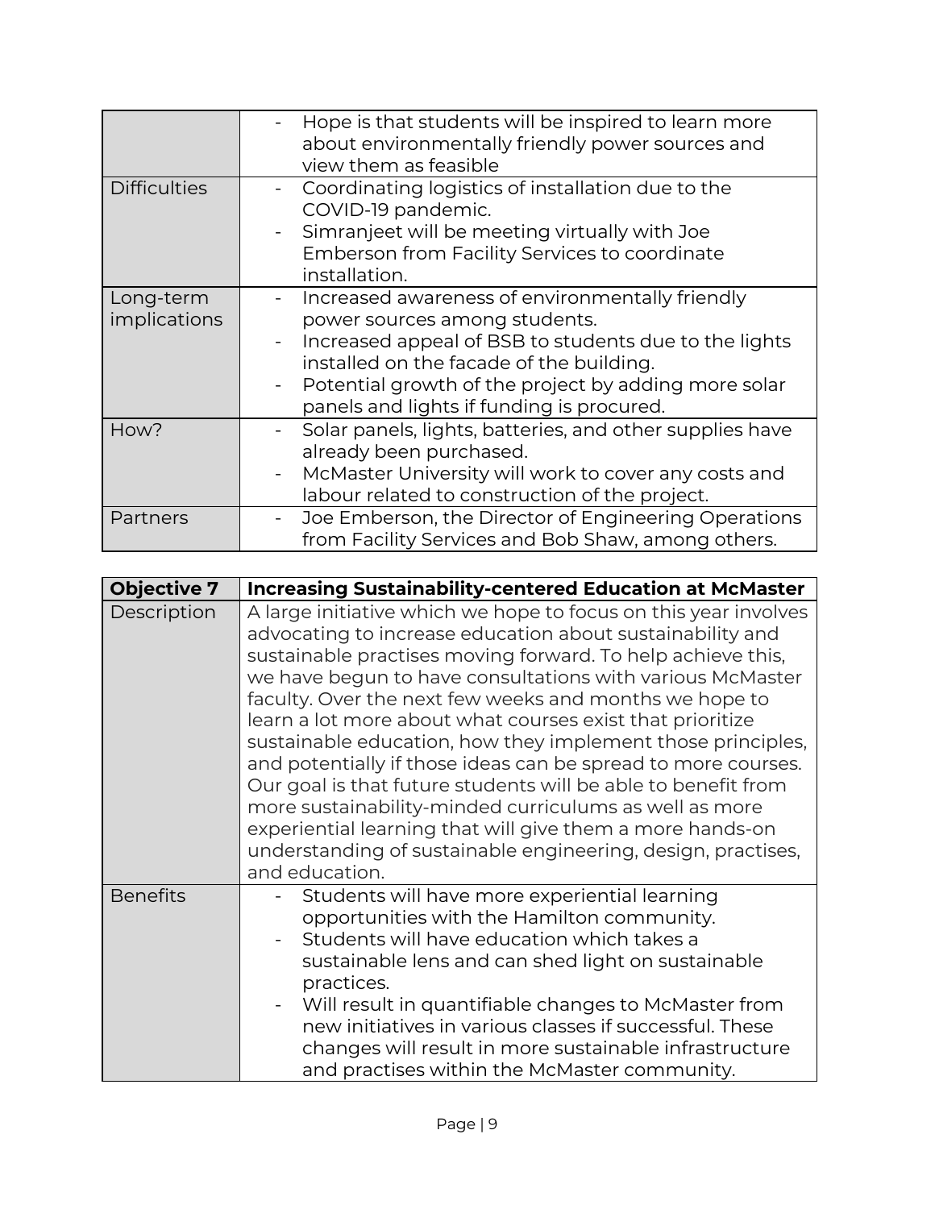| | |
|---|---|
| | - Hope is that students will be inspired to learn more about environmentally friendly power sources and view them as feasible |
| Difficulties | - Coordinating logistics of installation due to the COVID-19 pandemic.<br>- Simranjeet will be meeting virtually with Joe Emberson from Facility Services to coordinate installation. |
| Long-term implications | - Increased awareness of environmentally friendly power sources among students.<br>- Increased appeal of BSB to students due to the lights installed on the facade of the building.<br>- Potential growth of the project by adding more solar panels and lights if funding is procured. |
| How? | - Solar panels, lights, batteries, and other supplies have already been purchased.<br>- McMaster University will work to cover any costs and labour related to construction of the project. |
| Partners | - Joe Emberson, the Director of Engineering Operations from Facility Services and Bob Shaw, among others. |

| **Objective 7** | **Increasing Sustainability-centered Education at McMaster** |
|---|---|
| Description | A large initiative which we hope to focus on this year involves advocating to increase education about sustainability and sustainable practises moving forward. To help achieve this, we have begun to have consultations with various McMaster faculty. Over the next few weeks and months we hope to learn a lot more about what courses exist that prioritize sustainable education, how they implement those principles, and potentially if those ideas can be spread to more courses. Our goal is that future students will be able to benefit from more sustainability-minded curriculums as well as more experiential learning that will give them a more hands-on understanding of sustainable engineering, design, practises, and education. |
| Benefits | - Students will have more experiential learning opportunities with the Hamilton community.<br>- Students will have education which takes a sustainable lens and can shed light on sustainable practices.<br>- Will result in quantifiable changes to McMaster from new initiatives in various classes if successful. These changes will result in more sustainable infrastructure and practises within the McMaster community. |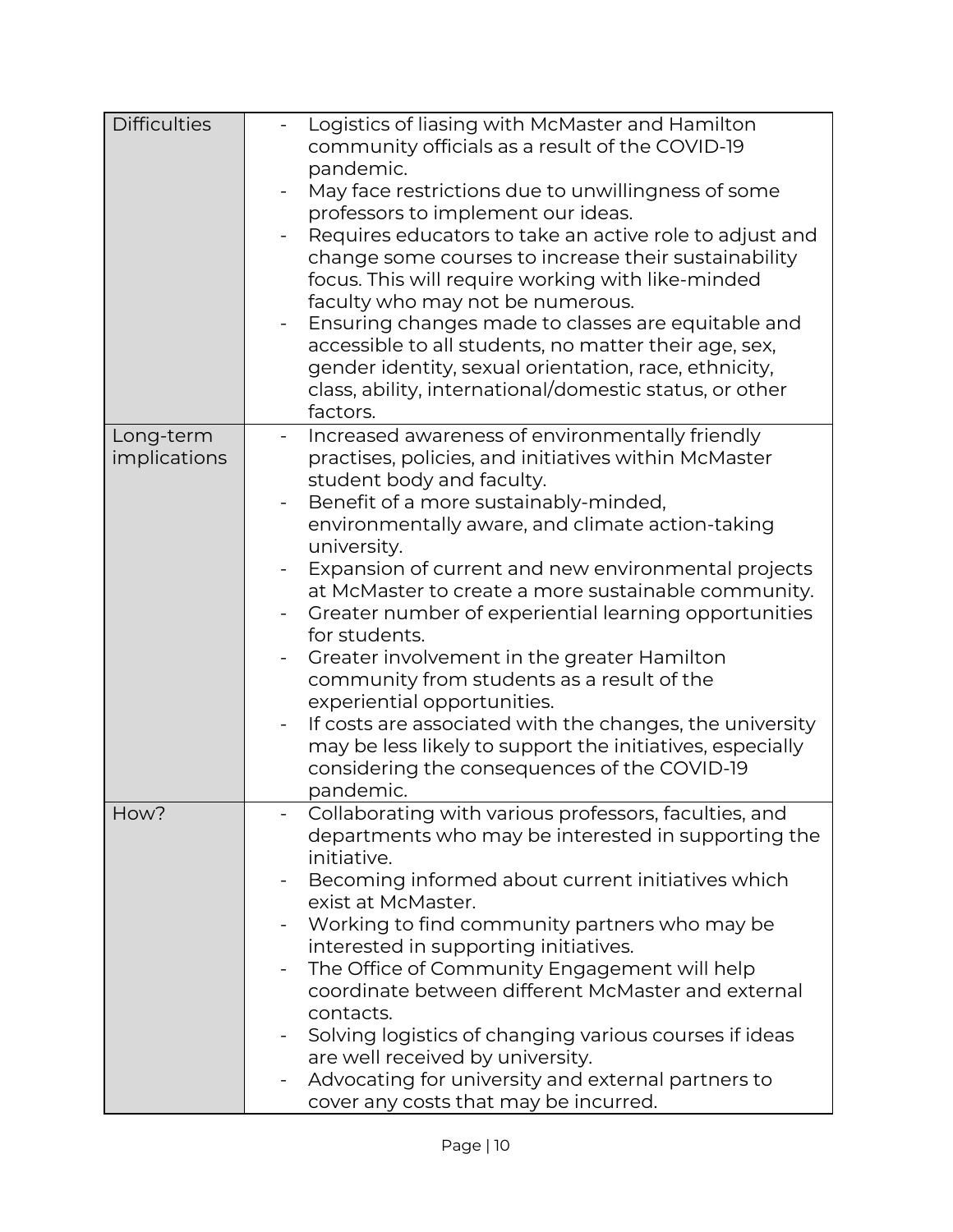| | |
|---|---|
| Difficulties | - Logistics of liasing with McMaster and Hamilton community officials as a result of the COVID-19 pandemic.<br>- May face restrictions due to unwillingness of some professors to implement our ideas.<br>- Requires educators to take an active role to adjust and change some courses to increase their sustainability focus. This will require working with like-minded faculty who may not be numerous.<br>- Ensuring changes made to classes are equitable and accessible to all students, no matter their age, sex, gender identity, sexual orientation, race, ethnicity, class, ability, international/domestic status, or other factors. |
| Long-term implications | - Increased awareness of environmentally friendly practises, policies, and initiatives within McMaster student body and faculty.<br>- Benefit of a more sustainably-minded, environmentally aware, and climate action-taking university.<br>- Expansion of current and new environmental projects at McMaster to create a more sustainable community.<br>- Greater number of experiential learning opportunities for students.<br>- Greater involvement in the greater Hamilton community from students as a result of the experiential opportunities.<br>- If costs are associated with the changes, the university may be less likely to support the initiatives, especially considering the consequences of the COVID-19 pandemic. |
| How? | - Collaborating with various professors, faculties, and departments who may be interested in supporting the initiative.<br>- Becoming informed about current initiatives which exist at McMaster.<br>- Working to find community partners who may be interested in supporting initiatives.<br>- The Office of Community Engagement will help coordinate between different McMaster and external contacts.<br>- Solving logistics of changing various courses if ideas are well received by university.<br>- Advocating for university and external partners to cover any costs that may be incurred. |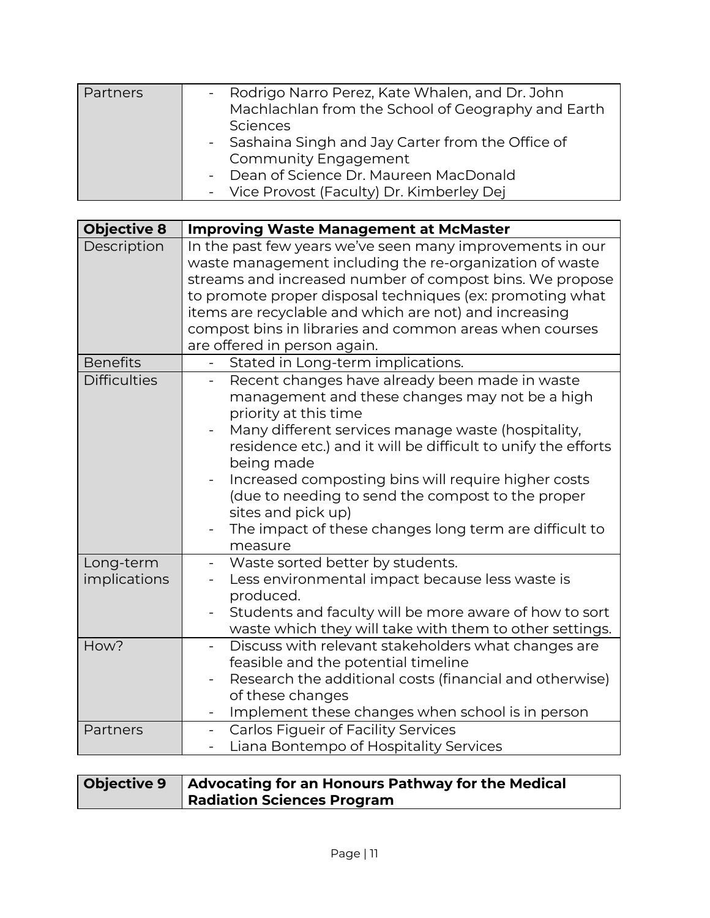| Partners | - Rodrigo Narro Perez, Kate Whalen, and Dr. John Machlachlan from the School of Geography and Earth Sciences<br>- Sashaina Singh and Jay Carter from the Office of Community Engagement<br>- Dean of Science Dr. Maureen MacDonald<br>- Vice Provost (Faculty) Dr. Kimberley Dej |
|---|---|

| **Objective 8** | **Improving Waste Management at McMaster** |
|---|---|
| Description | In the past few years we've seen many improvements in our waste management including the re-organization of waste streams and increased number of compost bins. We propose to promote proper disposal techniques (ex: promoting what items are recyclable and which are not) and increasing compost bins in libraries and common areas when courses are offered in person again. |
| Benefits | - Stated in Long-term implications. |
| Difficulties | - Recent changes have already been made in waste management and these changes may not be a high priority at this time<br>- Many different services manage waste (hospitality, residence etc.) and it will be difficult to unify the efforts being made<br>- Increased composting bins will require higher costs (due to needing to send the compost to the proper sites and pick up)<br>- The impact of these changes long term are difficult to measure |
| Long-term implications | - Waste sorted better by students.<br>- Less environmental impact because less waste is produced.<br>- Students and faculty will be more aware of how to sort waste which they will take with them to other settings. |
| How? | - Discuss with relevant stakeholders what changes are feasible and the potential timeline<br>- Research the additional costs (financial and otherwise) of these changes<br>- Implement these changes when school is in person |
| Partners | - Carlos Figueir of Facility Services<br>- Liana Bontempo of Hospitality Services |

| **Objective 9** | **Advocating for an Honours Pathway for the Medical Radiation Sciences Program** |
|---|---|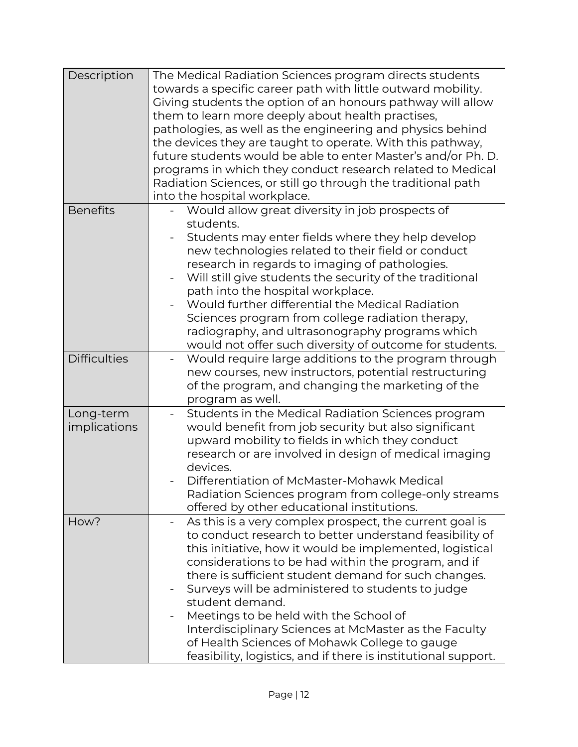| Description | The Medical Radiation Sciences program directs students towards a specific career path with little outward mobility. Giving students the option of an honours pathway will allow them to learn more deeply about health practises, pathologies, as well as the engineering and physics behind the devices they are taught to operate. With this pathway, future students would be able to enter Master's and/or Ph. D. programs in which they conduct research related to Medical Radiation Sciences, or still go through the traditional path into the hospital workplace. |
|---|---|
| Benefits | - Would allow great diversity in job prospects of students.<br>- Students may enter fields where they help develop new technologies related to their field or conduct research in regards to imaging of pathologies.<br>- Will still give students the security of the traditional path into the hospital workplace.<br>- Would further differential the Medical Radiation Sciences program from college radiation therapy, radiography, and ultrasonography programs which would not offer such diversity of outcome for students. |
| Difficulties | - Would require large additions to the program through new courses, new instructors, potential restructuring of the program, and changing the marketing of the program as well. |
| Long-term implications | - Students in the Medical Radiation Sciences program would benefit from job security but also significant upward mobility to fields in which they conduct research or are involved in design of medical imaging devices.<br>- Differentiation of McMaster-Mohawk Medical Radiation Sciences program from college-only streams offered by other educational institutions. |
| How? | - As this is a very complex prospect, the current goal is to conduct research to better understand feasibility of this initiative, how it would be implemented, logistical considerations to be had within the program, and if there is sufficient student demand for such changes.<br>- Surveys will be administered to students to judge student demand.<br>- Meetings to be held with the School of Interdisciplinary Sciences at McMaster as the Faculty of Health Sciences of Mohawk College to gauge feasibility, logistics, and if there is institutional support. |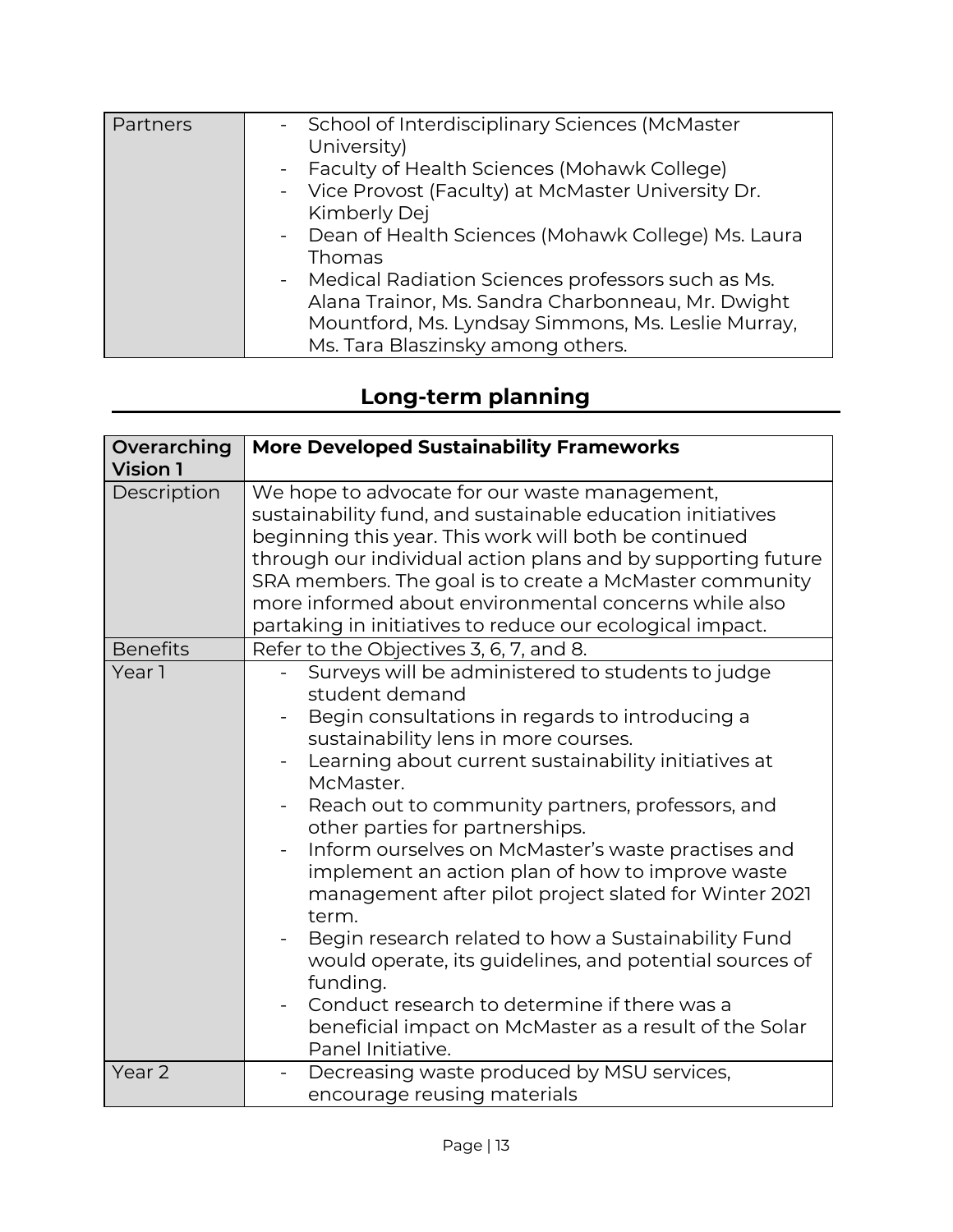| Partners | - School of Interdisciplinary Sciences (McMaster University)<br>- Faculty of Health Sciences (Mohawk College)<br>- Vice Provost (Faculty) at McMaster University Dr. Kimberly Dej<br>- Dean of Health Sciences (Mohawk College) Ms. Laura Thomas<br>- Medical Radiation Sciences professors such as Ms. Alana Trainor, Ms. Sandra Charbonneau, Mr. Dwight Mountford, Ms. Lyndsay Simmons, Ms. Leslie Murray, Ms. Tara Blaszinsky among others. |
|---|---|

## Long-term planning

| **Overarching Vision 1** | **More Developed Sustainability Frameworks** |
|---|---|
| Description | We hope to advocate for our waste management, sustainability fund, and sustainable education initiatives beginning this year. This work will both be continued through our individual action plans and by supporting future SRA members. The goal is to create a McMaster community more informed about environmental concerns while also partaking in initiatives to reduce our ecological impact. |
| Benefits | Refer to the Objectives 3, 6, 7, and 8. |
| Year 1 | - Surveys will be administered to students to judge student demand<br>- Begin consultations in regards to introducing a sustainability lens in more courses.<br>- Learning about current sustainability initiatives at McMaster.<br>- Reach out to community partners, professors, and other parties for partnerships.<br>- Inform ourselves on McMaster's waste practises and implement an action plan of how to improve waste management after pilot project slated for Winter 2021 term.<br>- Begin research related to how a Sustainability Fund would operate, its guidelines, and potential sources of funding.<br>- Conduct research to determine if there was a beneficial impact on McMaster as a result of the Solar Panel Initiative. |
| Year 2 | - Decreasing waste produced by MSU services, encourage reusing materials |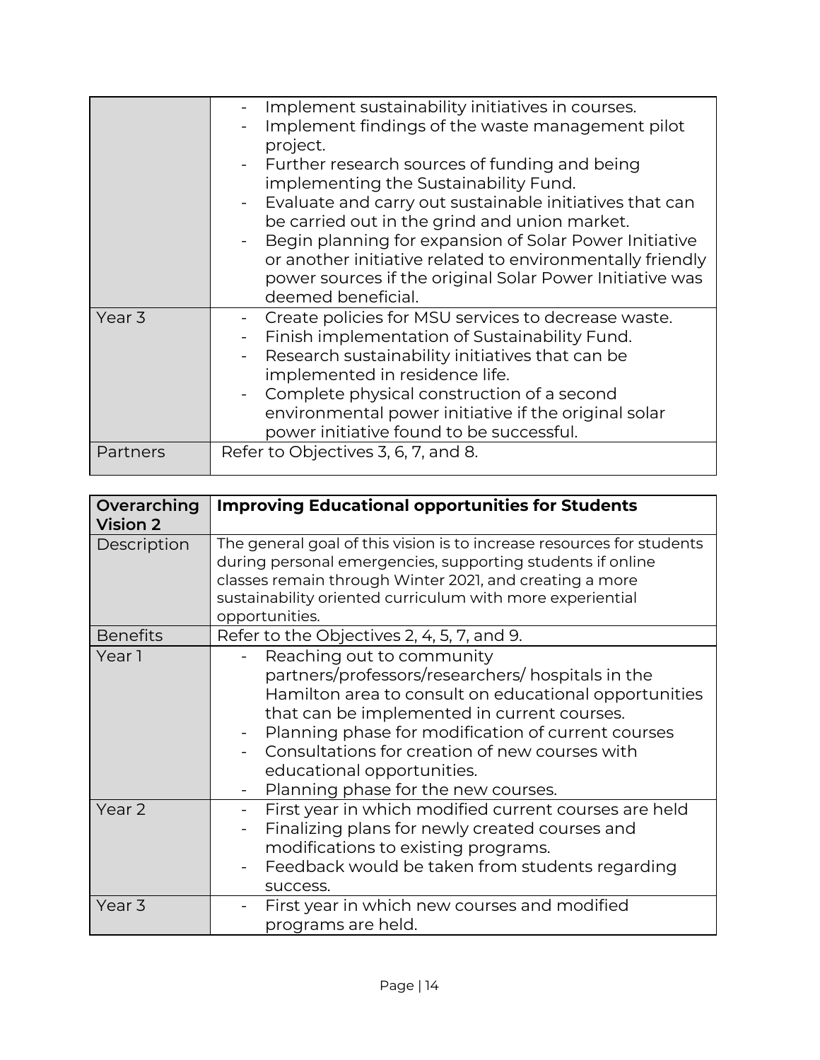| | |
|---|---|
| | - Implement sustainability initiatives in courses.<br>- Implement findings of the waste management pilot project.<br>- Further research sources of funding and being implementing the Sustainability Fund.<br>- Evaluate and carry out sustainable initiatives that can be carried out in the grind and union market.<br>- Begin planning for expansion of Solar Power Initiative or another initiative related to environmentally friendly power sources if the original Solar Power Initiative was deemed beneficial. |
| Year 3 | - Create policies for MSU services to decrease waste.<br>- Finish implementation of Sustainability Fund.<br>- Research sustainability initiatives that can be implemented in residence life.<br>- Complete physical construction of a second environmental power initiative if the original solar power initiative found to be successful. |
| Partners | Refer to Objectives 3, 6, 7, and 8. |

| **Overarching Vision 2** | **Improving Educational opportunities for Students** |
|---|---|
| Description | The general goal of this vision is to increase resources for students during personal emergencies, supporting students if online classes remain through Winter 2021, and creating a more sustainability oriented curriculum with more experiential opportunities. |
| Benefits | Refer to the Objectives 2, 4, 5, 7, and 9. |
| Year 1 | - Reaching out to community partners/professors/researchers/ hospitals in the Hamilton area to consult on educational opportunities that can be implemented in current courses.<br>- Planning phase for modification of current courses<br>- Consultations for creation of new courses with educational opportunities.<br>- Planning phase for the new courses. |
| Year 2 | - First year in which modified current courses are held<br>- Finalizing plans for newly created courses and modifications to existing programs.<br>- Feedback would be taken from students regarding success. |
| Year 3 | - First year in which new courses and modified programs are held. |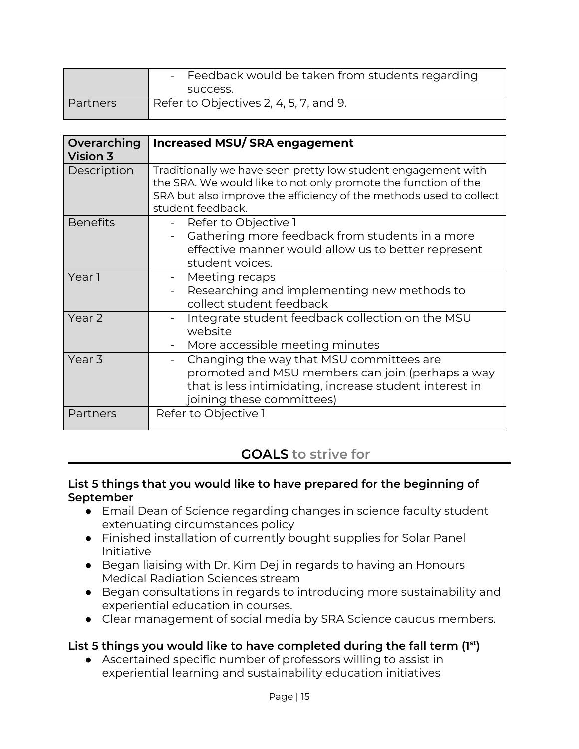| | |
|---|---|
| | - Feedback would be taken from students regarding success. |
| Partners | Refer to Objectives 2, 4, 5, 7, and 9. |

| **Overarching Vision 3** | **Increased MSU/ SRA engagement** |
|---|---|
| Description | Traditionally we have seen pretty low student engagement with the SRA. We would like to not only promote the function of the SRA but also improve the efficiency of the methods used to collect student feedback. |
| Benefits | - Refer to Objective 1<br>- Gathering more feedback from students in a more effective manner would allow us to better represent student voices. |
| Year 1 | - Meeting recaps<br>- Researching and implementing new methods to collect student feedback |
| Year 2 | - Integrate student feedback collection on the MSU website<br>- More accessible meeting minutes |
| Year 3 | - Changing the way that MSU committees are promoted and MSU members can join (perhaps a way that is less intimidating, increase student interest in joining these committees) |
| Partners | Refer to Objective 1 |

## GOALS to strive for

### List 5 things that you would like to have prepared for the beginning of September

- Email Dean of Science regarding changes in science faculty student extenuating circumstances policy
- Finished installation of currently bought supplies for Solar Panel Initiative
- Began liaising with Dr. Kim Dej in regards to having an Honours Medical Radiation Sciences stream
- Began consultations in regards to introducing more sustainability and experiential education in courses.
- Clear management of social media by SRA Science caucus members.

### List 5 things you would like to have completed during the fall term (1st)

- Ascertained specific number of professors willing to assist in experiential learning and sustainability education initiatives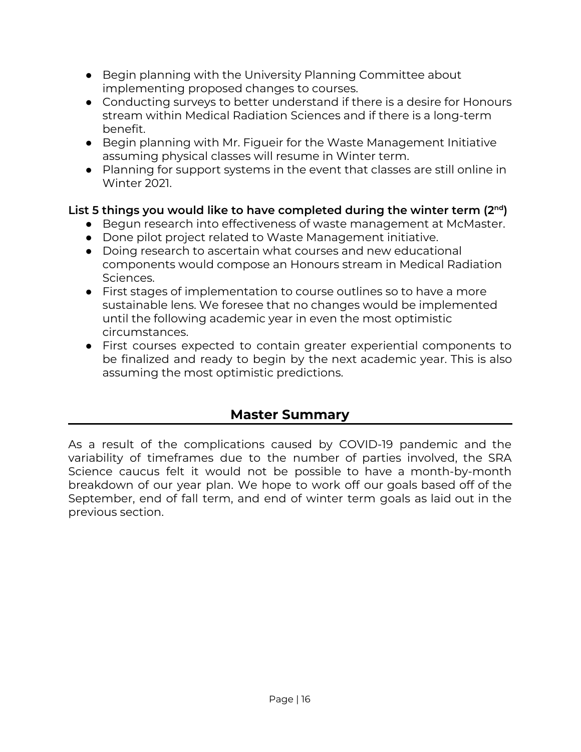- Begin planning with the University Planning Committee about implementing proposed changes to courses.
- Conducting surveys to better understand if there is a desire for Honours stream within Medical Radiation Sciences and if there is a long-term benefit.
- Begin planning with Mr. Figueir for the Waste Management Initiative assuming physical classes will resume in Winter term.
- Planning for support systems in the event that classes are still online in Winter 2021.

**List 5 things you would like to have completed during the winter term (2nd)**

- Begun research into effectiveness of waste management at McMaster.
- Done pilot project related to Waste Management initiative.
- Doing research to ascertain what courses and new educational components would compose an Honours stream in Medical Radiation Sciences.
- First stages of implementation to course outlines so to have a more sustainable lens. We foresee that no changes would be implemented until the following academic year in even the most optimistic circumstances.
- First courses expected to contain greater experiential components to be finalized and ready to begin by the next academic year. This is also assuming the most optimistic predictions.

## Master Summary

As a result of the complications caused by COVID-19 pandemic and the variability of timeframes due to the number of parties involved, the SRA Science caucus felt it would not be possible to have a month-by-month breakdown of our year plan. We hope to work off our goals based off of the September, end of fall term, and end of winter term goals as laid out in the previous section.